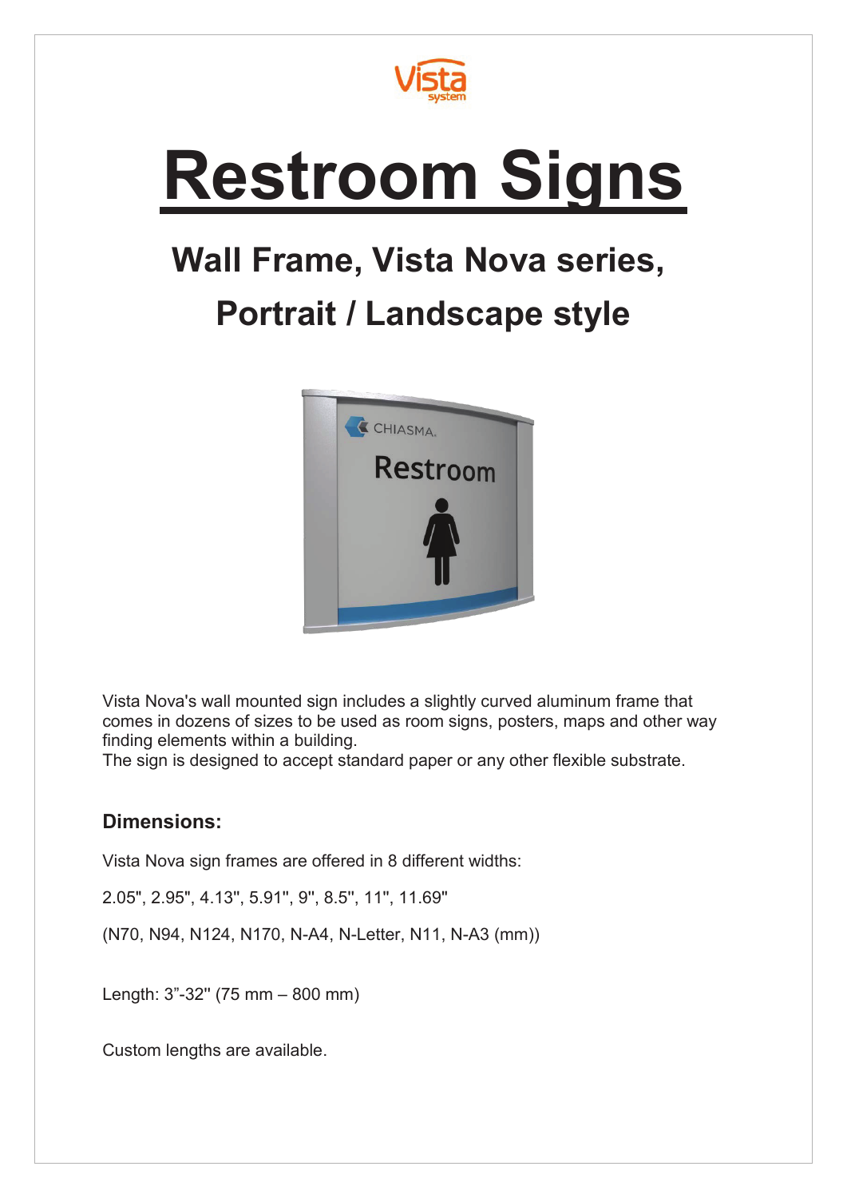# Restroom Signs

## Wall Frame, Vista Nova series, Portrait / Landscape style

Vista Nova's wall mounted sign includes a slightly curved aluminum frame that comes in dozens of sizes to be used as room signs, posters, maps and other way finding elements within a building.
The sign is designed to accept standard paper or any other flexible substrate.

### Dimensions:

Vista Nova sign frames are offered in 8 different widths:

2.05", 2.95", 4.13", 5.91", 9", 8.5", 11", 11.69"

(N70, N94, N124, N170, N-A4, N-Letter, N11, N-A3 (mm))

Length: 3”-32" (75 mm – 800 mm)

Custom lengths are available.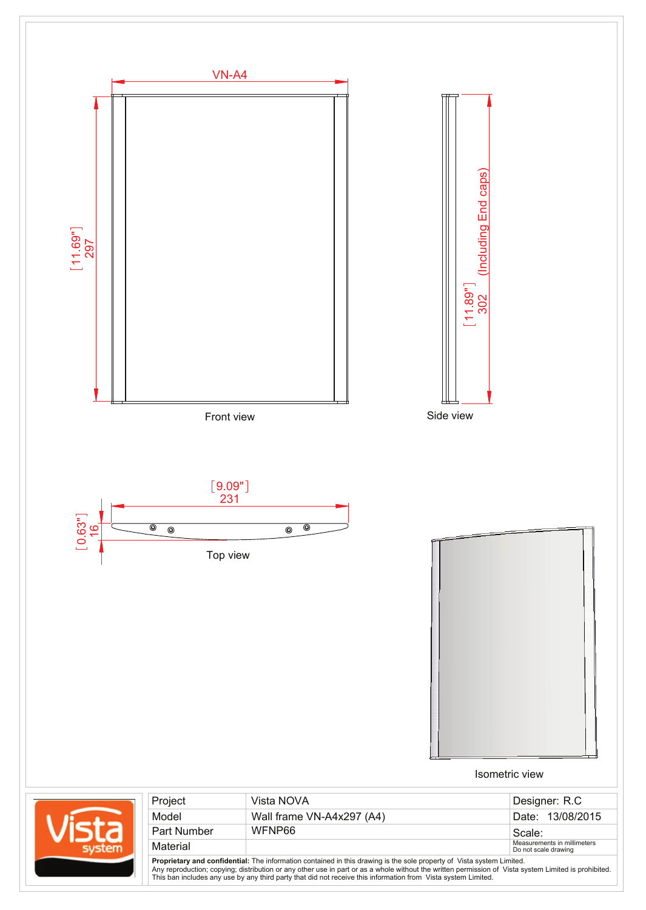VN-A4

[11.69"]
297

Front view

[11.89"]
302
(Including End caps)

Side view

[9.09"]
231

[0.63"]
16

Top view

Isometric view

| | | |
|---|---|---|
| Project | Vista NOVA | Designer: R.C |
| Model | Wall frame VN-A4x297 (A4) | Date: 13/08/2015 |
| Part Number | WFNP66 | Scale: |
| Material | | Measurements in millimeters<br>Do not scale drawing |

**Proprietary and confidential:** The information contained in this drawing is the sole property of Vista system Limited. Any reproduction; copying; distribution or any other use in part or as a whole without the written permission of Vista system Limited is prohibited. This ban includes any use by any third party that did not receive this information from Vista system Limited.